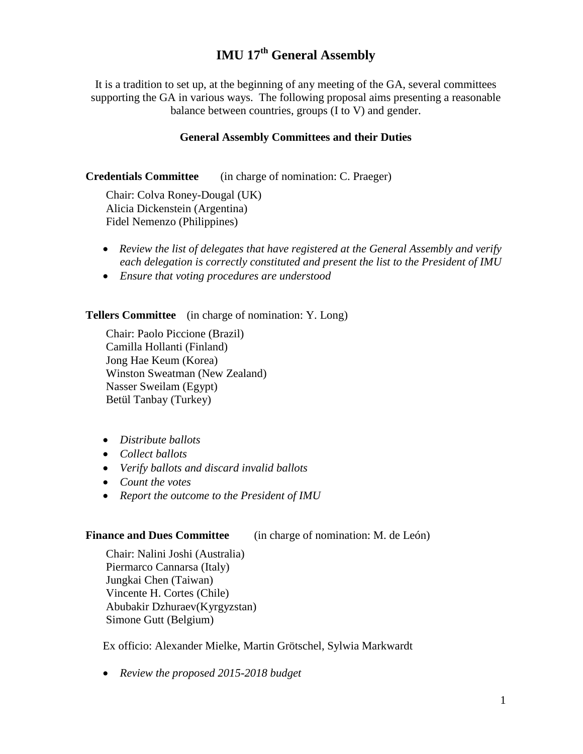# IMU 17th General Assembly

It is a tradition to set up, at the beginning of any meeting of the GA, several committees supporting the GA in various ways. The following proposal aims presenting a reasonable balance between countries, groups (I to V) and gender.

## General Assembly Committees and their Duties

**Credentials Committee** (in charge of nomination: C. Praeger)

Chair: Colva Roney-Dougal (UK)
Alicia Dickenstein (Argentina)
Fidel Nemenzo (Philippines)

- *Review the list of delegates that have registered at the General Assembly and verify each delegation is correctly constituted and present the list to the President of IMU*
- *Ensure that voting procedures are understood*

**Tellers Committee** (in charge of nomination: Y. Long)

Chair: Paolo Piccione (Brazil)
Camilla Hollanti (Finland)
Jong Hae Keum (Korea)
Winston Sweatman (New Zealand)
Nasser Sweilam (Egypt)
Betül Tanbay (Turkey)

- *Distribute ballots*
- *Collect ballots*
- *Verify ballots and discard invalid ballots*
- *Count the votes*
- *Report the outcome to the President of IMU*

**Finance and Dues Committee** (in charge of nomination: M. de León)

Chair: Nalini Joshi (Australia)
Piermarco Cannarsa (Italy)
Jungkai Chen (Taiwan)
Vincente H. Cortes (Chile)
Abubakir Dzhuraev(Kyrgyzstan)
Simone Gutt (Belgium)

Ex officio: Alexander Mielke, Martin Grötschel, Sylwia Markwardt

- *Review the proposed 2015-2018 budget*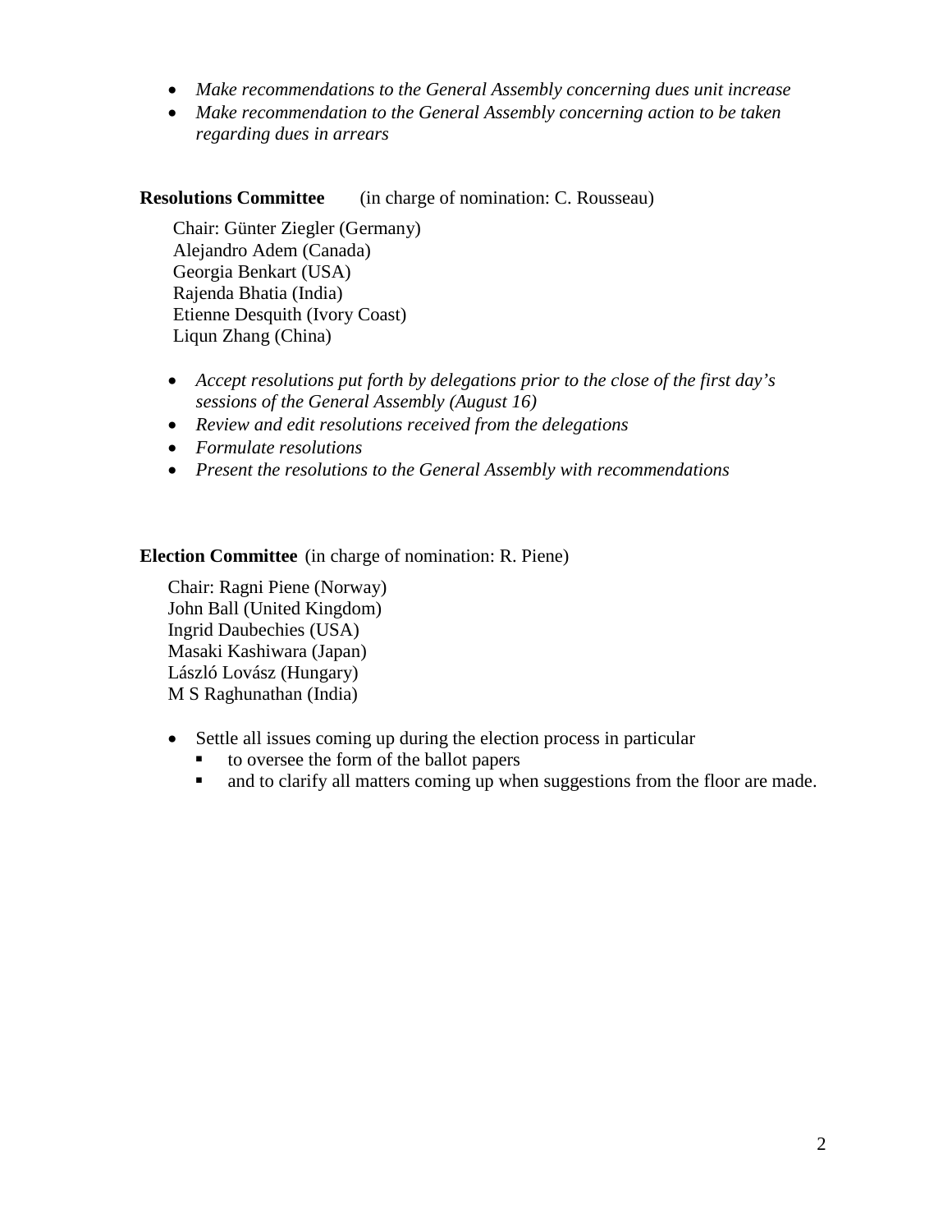- *Make recommendations to the General Assembly concerning dues unit increase*
- *Make recommendation to the General Assembly concerning action to be taken regarding dues in arrears*

**Resolutions Committee** (in charge of nomination: C. Rousseau)

Chair: Günter Ziegler (Germany)
Alejandro Adem (Canada)
Georgia Benkart (USA)
Rajenda Bhatia (India)
Etienne Desquith (Ivory Coast)
Liqun Zhang (China)

- *Accept resolutions put forth by delegations prior to the close of the first day's sessions of the General Assembly (August 16)*
- *Review and edit resolutions received from the delegations*
- *Formulate resolutions*
- *Present the resolutions to the General Assembly with recommendations*

**Election Committee** (in charge of nomination: R. Piene)

Chair: Ragni Piene (Norway)
John Ball (United Kingdom)
Ingrid Daubechies (USA)
Masaki Kashiwara (Japan)
László Lovász (Hungary)
M S Raghunathan (India)

- Settle all issues coming up during the election process in particular
  - to oversee the form of the ballot papers
  - and to clarify all matters coming up when suggestions from the floor are made.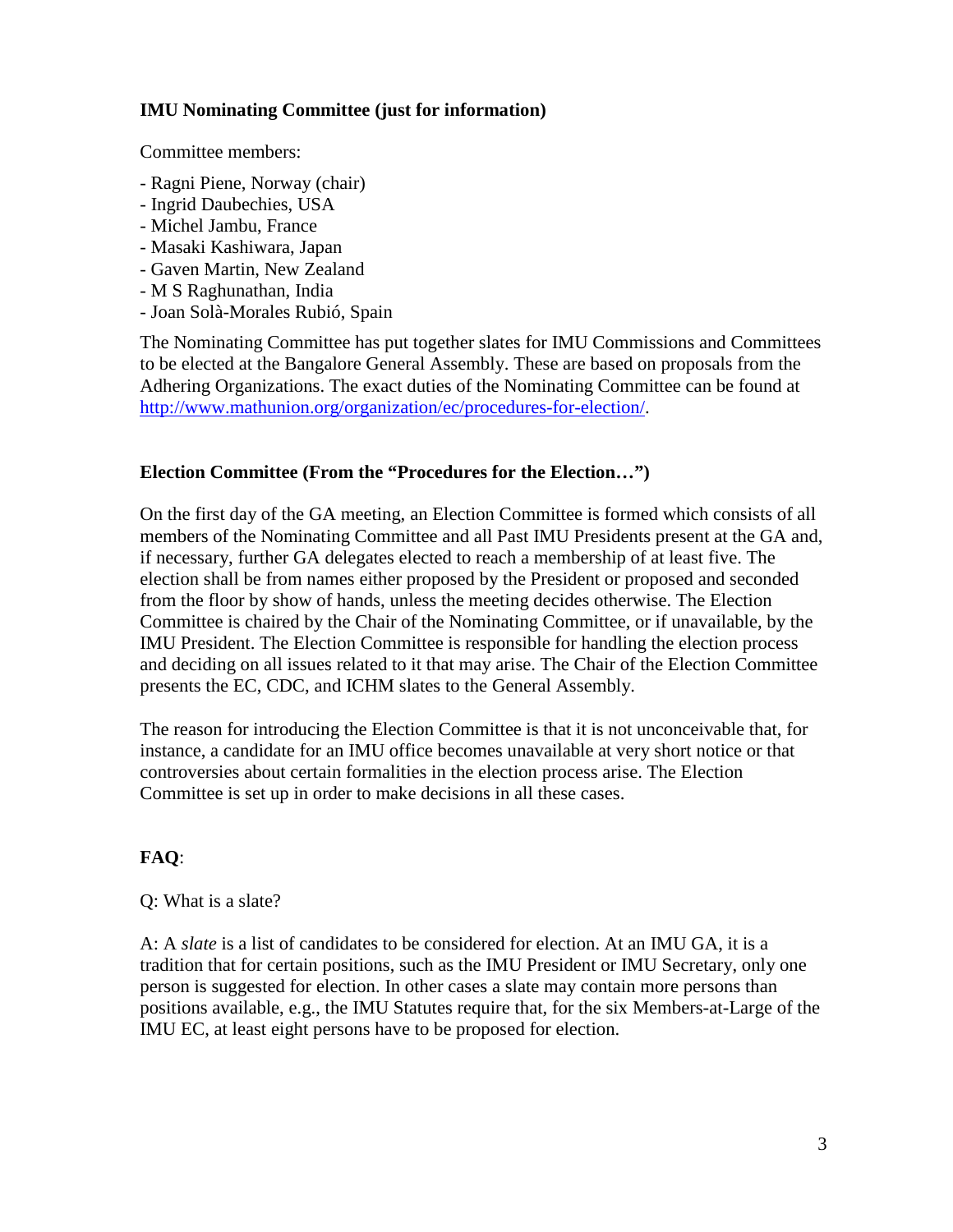**IMU Nominating Committee (just for information)**

Committee members:

- Ragni Piene, Norway (chair)
- Ingrid Daubechies, USA
- Michel Jambu, France
- Masaki Kashiwara, Japan
- Gaven Martin, New Zealand
- M S Raghunathan, India
- Joan Solà-Morales Rubió, Spain

The Nominating Committee has put together slates for IMU Commissions and Committees to be elected at the Bangalore General Assembly. These are based on proposals from the Adhering Organizations. The exact duties of the Nominating Committee can be found at [http://www.mathunion.org/organization/ec/procedures-for-election/](http://www.mathunion.org/organization/ec/procedures-for-election/).

**Election Committee (From the "Procedures for the Election…")**

On the first day of the GA meeting, an Election Committee is formed which consists of all members of the Nominating Committee and all Past IMU Presidents present at the GA and, if necessary, further GA delegates elected to reach a membership of at least five. The election shall be from names either proposed by the President or proposed and seconded from the floor by show of hands, unless the meeting decides otherwise. The Election Committee is chaired by the Chair of the Nominating Committee, or if unavailable, by the IMU President. The Election Committee is responsible for handling the election process and deciding on all issues related to it that may arise. The Chair of the Election Committee presents the EC, CDC, and ICHM slates to the General Assembly.

The reason for introducing the Election Committee is that it is not unconceivable that, for instance, a candidate for an IMU office becomes unavailable at very short notice or that controversies about certain formalities in the election process arise. The Election Committee is set up in order to make decisions in all these cases.

**FAQ**:

Q: What is a slate?

A: A *slate* is a list of candidates to be considered for election. At an IMU GA, it is a tradition that for certain positions, such as the IMU President or IMU Secretary, only one person is suggested for election. In other cases a slate may contain more persons than positions available, e.g., the IMU Statutes require that, for the six Members-at-Large of the IMU EC, at least eight persons have to be proposed for election.